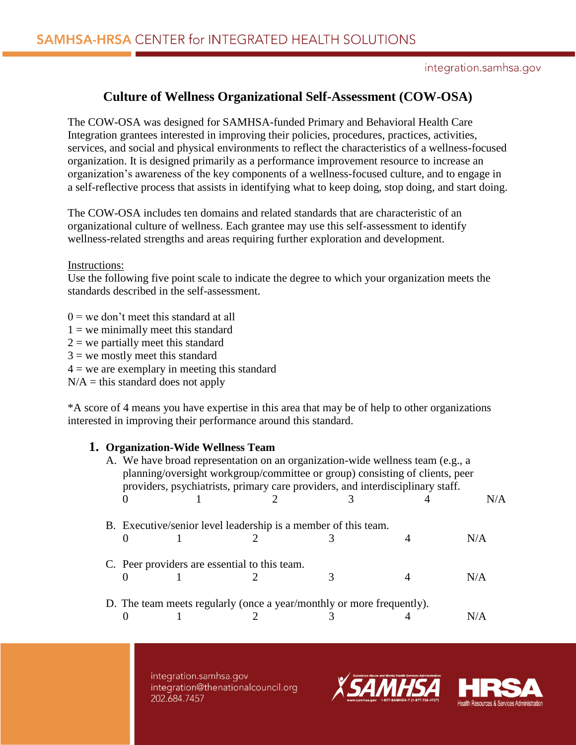# Culture of Wellness Organizational Self-Assessment (COW-OSA)

The COW-OSA was designed for SAMHSA-funded Primary and Behavioral Health Care Integration grantees interested in improving their policies, procedures, practices, activities, services, and social and physical environments to reflect the characteristics of a wellness-focused organization. It is designed primarily as a performance improvement resource to increase an organization's awareness of the key components of a wellness-focused culture, and to engage in a self-reflective process that assists in identifying what to keep doing, stop doing, and start doing.

The COW-OSA includes ten domains and related standards that are characteristic of an organizational culture of wellness. Each grantee may use this self-assessment to identify wellness-related strengths and areas requiring further exploration and development.

Instructions:

Use the following five point scale to indicate the degree to which your organization meets the standards described in the self-assessment.

0 = we don't meet this standard at all
1 = we minimally meet this standard
2 = we partially meet this standard
3 = we mostly meet this standard
4 = we are exemplary in meeting this standard
N/A = this standard does not apply

*A score of 4 means you have expertise in this area that may be of help to other organizations interested in improving their performance around this standard.

## 1. Organization-Wide Wellness Team

A. We have broad representation on an organization-wide wellness team (e.g., a planning/oversight workgroup/committee or group) consisting of clients, peer providers, psychiatrists, primary care providers, and interdisciplinary staff.

0 1 2 3 4 N/A

B. Executive/senior level leadership is a member of this team.

0 1 2 3 4 N/A

C. Peer providers are essential to this team.

0 1 2 3 4 N/A

D. The team meets regularly (once a year/monthly or more frequently).

0 1 2 3 4 N/A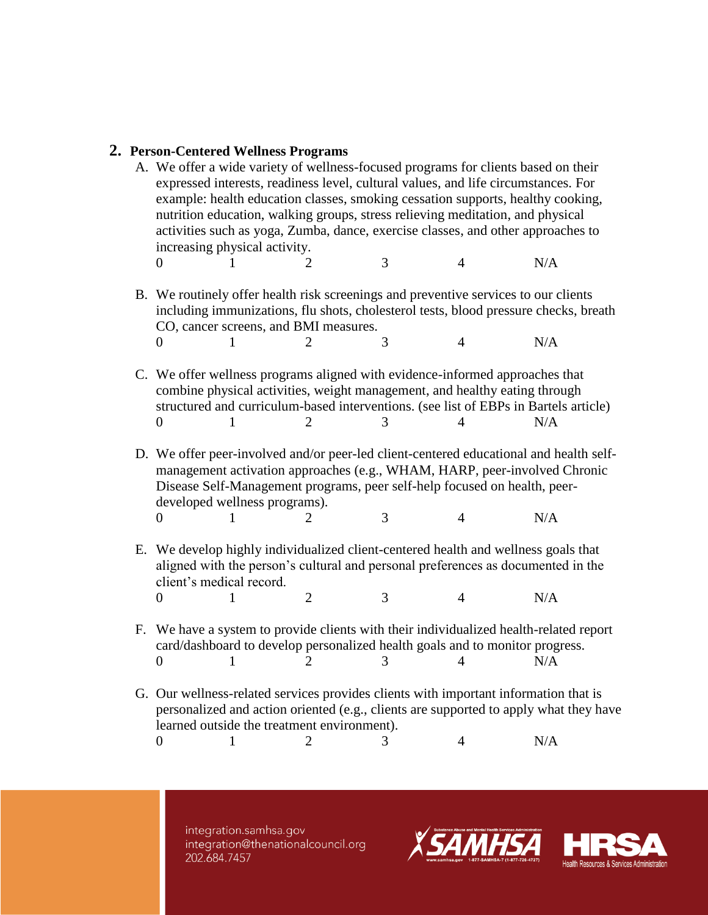## 2. Person-Centered Wellness Programs

A. We offer a wide variety of wellness-focused programs for clients based on their expressed interests, readiness level, cultural values, and life circumstances. For example: health education classes, smoking cessation supports, healthy cooking, nutrition education, walking groups, stress relieving meditation, and physical activities such as yoga, Zumba, dance, exercise classes, and other approaches to increasing physical activity.

0 1 2 3 4 N/A

B. We routinely offer health risk screenings and preventive services to our clients including immunizations, flu shots, cholesterol tests, blood pressure checks, breath CO, cancer screens, and BMI measures.

0 1 2 3 4 N/A

C. We offer wellness programs aligned with evidence-informed approaches that combine physical activities, weight management, and healthy eating through structured and curriculum-based interventions. (see list of EBPs in Bartels article)

0 1 2 3 4 N/A

D. We offer peer-involved and/or peer-led client-centered educational and health self-management activation approaches (e.g., WHAM, HARP, peer-involved Chronic Disease Self-Management programs, peer self-help focused on health, peer-developed wellness programs).

0 1 2 3 4 N/A

E. We develop highly individualized client-centered health and wellness goals that aligned with the person's cultural and personal preferences as documented in the client's medical record.

0 1 2 3 4 N/A

F. We have a system to provide clients with their individualized health-related report card/dashboard to develop personalized health goals and to monitor progress.

0 1 2 3 4 N/A

G. Our wellness-related services provides clients with important information that is personalized and action oriented (e.g., clients are supported to apply what they have learned outside the treatment environment).

0 1 2 3 4 N/A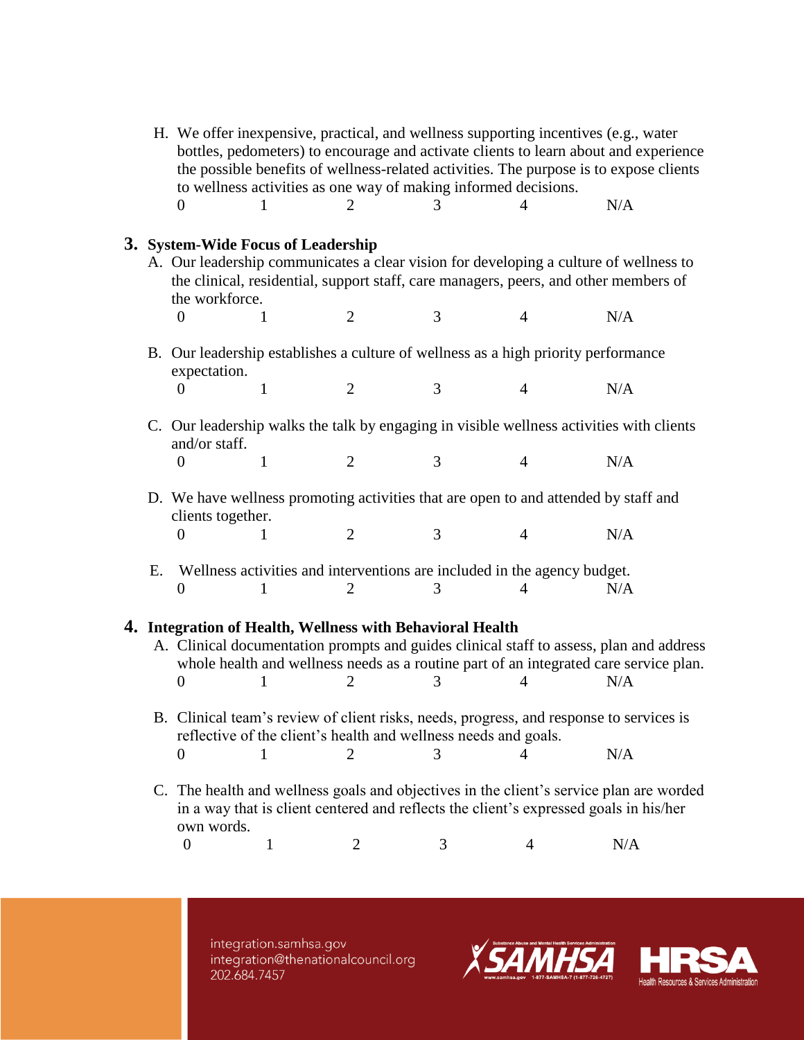H. We offer inexpensive, practical, and wellness supporting incentives (e.g., water bottles, pedometers) to encourage and activate clients to learn about and experience the possible benefits of wellness-related activities. The purpose is to expose clients to wellness activities as one way of making informed decisions.

0 1 2 3 4 N/A

## 3. System-Wide Focus of Leadership

A. Our leadership communicates a clear vision for developing a culture of wellness to the clinical, residential, support staff, care managers, peers, and other members of the workforce.

0 1 2 3 4 N/A

B. Our leadership establishes a culture of wellness as a high priority performance expectation.

0 1 2 3 4 N/A

C. Our leadership walks the talk by engaging in visible wellness activities with clients and/or staff.

0 1 2 3 4 N/A

D. We have wellness promoting activities that are open to and attended by staff and clients together.

0 1 2 3 4 N/A

E. Wellness activities and interventions are included in the agency budget.

0 1 2 3 4 N/A

## 4. Integration of Health, Wellness with Behavioral Health

A. Clinical documentation prompts and guides clinical staff to assess, plan and address whole health and wellness needs as a routine part of an integrated care service plan.

0 1 2 3 4 N/A

B. Clinical team's review of client risks, needs, progress, and response to services is reflective of the client's health and wellness needs and goals.

0 1 2 3 4 N/A

C. The health and wellness goals and objectives in the client's service plan are worded in a way that is client centered and reflects the client's expressed goals in his/her own words.

0 1 2 3 4 N/A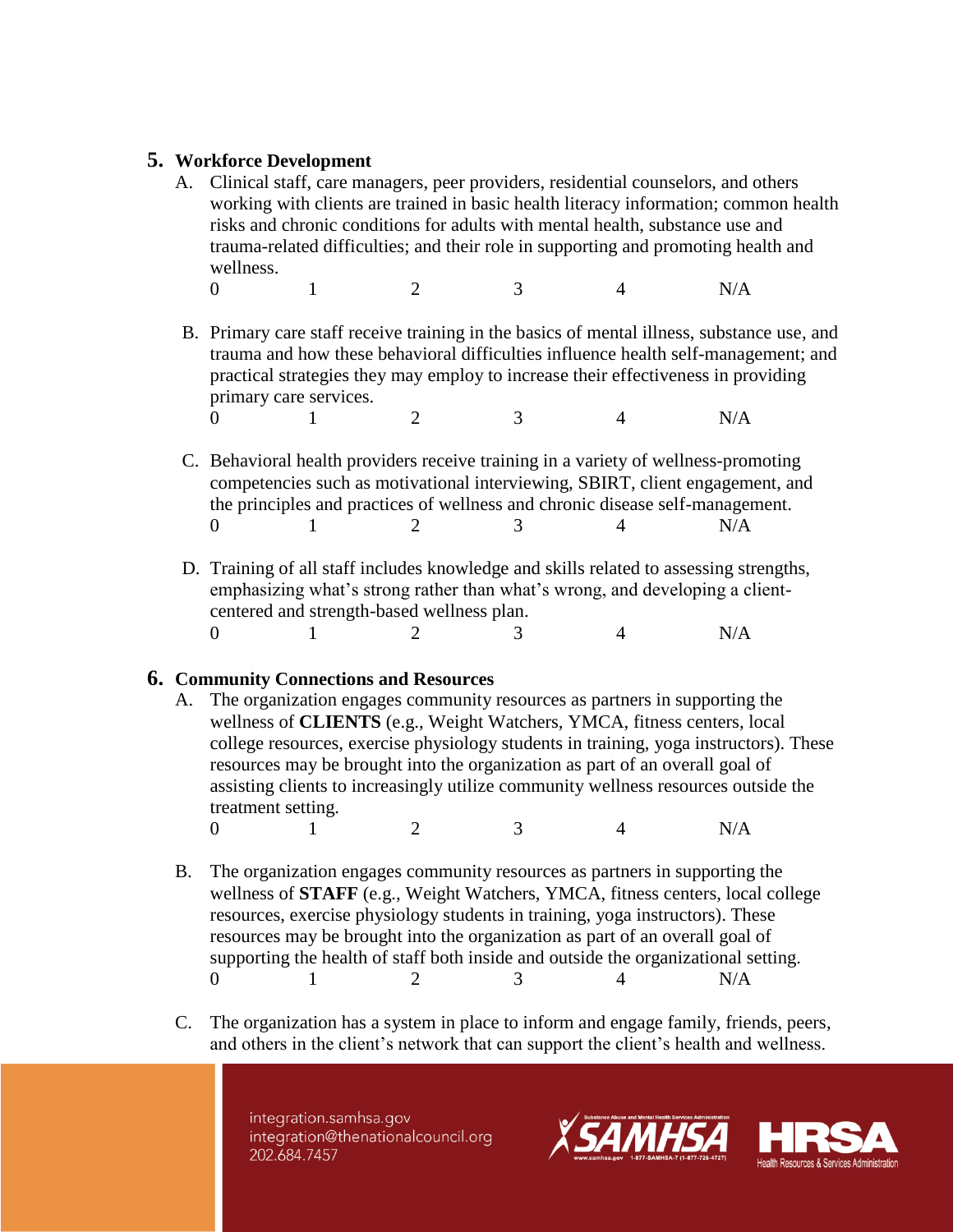## 5. Workforce Development

A. Clinical staff, care managers, peer providers, residential counselors, and others working with clients are trained in basic health literacy information; common health risks and chronic conditions for adults with mental health, substance use and trauma-related difficulties; and their role in supporting and promoting health and wellness.

0 1 2 3 4 N/A

B. Primary care staff receive training in the basics of mental illness, substance use, and trauma and how these behavioral difficulties influence health self-management; and practical strategies they may employ to increase their effectiveness in providing primary care services.

0 1 2 3 4 N/A

C. Behavioral health providers receive training in a variety of wellness-promoting competencies such as motivational interviewing, SBIRT, client engagement, and the principles and practices of wellness and chronic disease self-management.

0 1 2 3 4 N/A

D. Training of all staff includes knowledge and skills related to assessing strengths, emphasizing what's strong rather than what's wrong, and developing a client-centered and strength-based wellness plan.

0 1 2 3 4 N/A

## 6. Community Connections and Resources

A. The organization engages community resources as partners in supporting the wellness of **CLIENTS** (e.g., Weight Watchers, YMCA, fitness centers, local college resources, exercise physiology students in training, yoga instructors). These resources may be brought into the organization as part of an overall goal of assisting clients to increasingly utilize community wellness resources outside the treatment setting.

0 1 2 3 4 N/A

B. The organization engages community resources as partners in supporting the wellness of **STAFF** (e.g., Weight Watchers, YMCA, fitness centers, local college resources, exercise physiology students in training, yoga instructors). These resources may be brought into the organization as part of an overall goal of supporting the health of staff both inside and outside the organizational setting.

0 1 2 3 4 N/A

C. The organization has a system in place to inform and engage family, friends, peers, and others in the client's network that can support the client's health and wellness.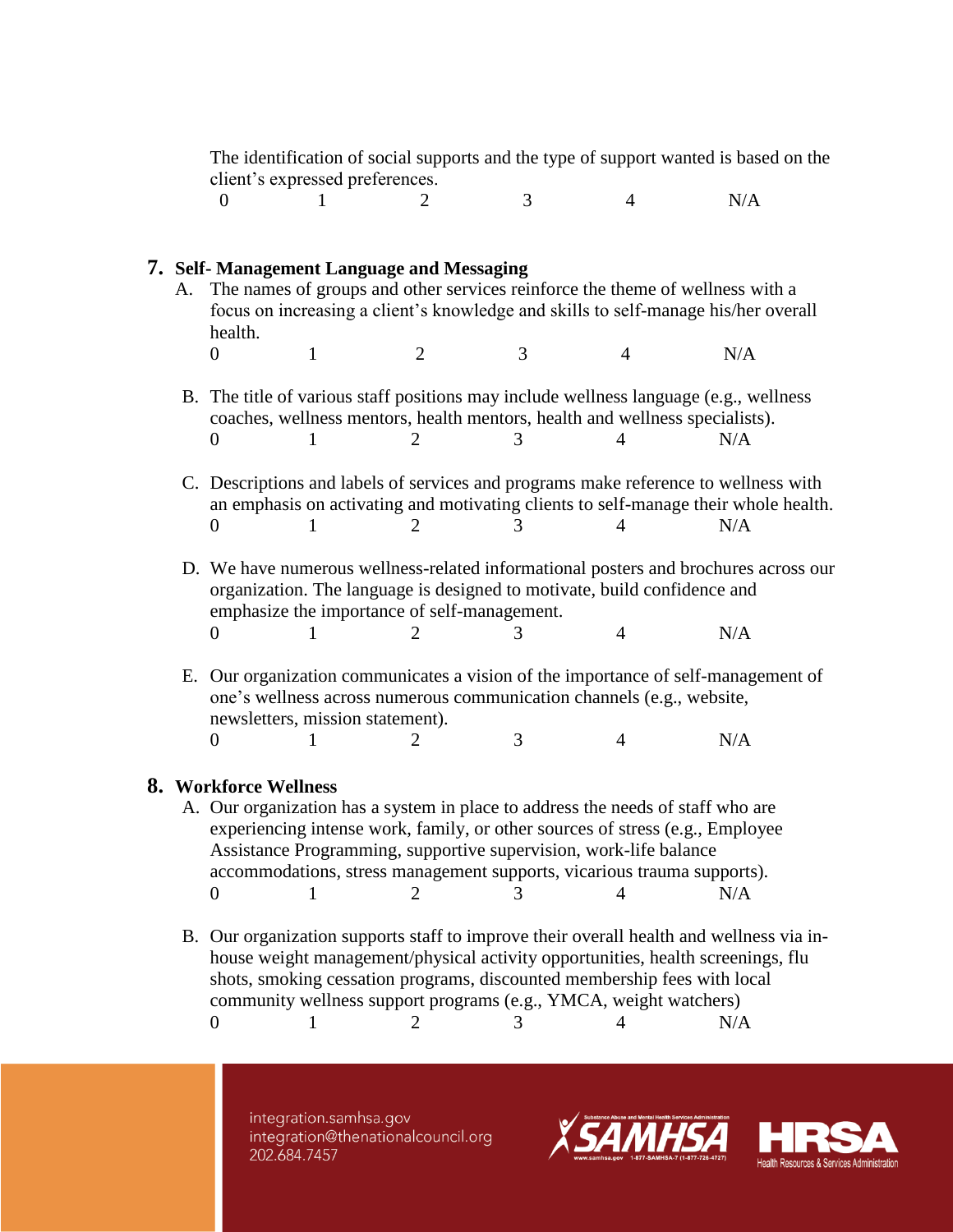The identification of social supports and the type of support wanted is based on the client's expressed preferences.

0 1 2 3 4 N/A

**7. Self- Management Language and Messaging**

A. The names of groups and other services reinforce the theme of wellness with a focus on increasing a client's knowledge and skills to self-manage his/her overall health.

0 1 2 3 4 N/A

B. The title of various staff positions may include wellness language (e.g., wellness coaches, wellness mentors, health mentors, health and wellness specialists).

0 1 2 3 4 N/A

C. Descriptions and labels of services and programs make reference to wellness with an emphasis on activating and motivating clients to self-manage their whole health.

0 1 2 3 4 N/A

D. We have numerous wellness-related informational posters and brochures across our organization. The language is designed to motivate, build confidence and emphasize the importance of self-management.

0 1 2 3 4 N/A

E. Our organization communicates a vision of the importance of self-management of one's wellness across numerous communication channels (e.g., website, newsletters, mission statement).

0 1 2 3 4 N/A

**8. Workforce Wellness**

A. Our organization has a system in place to address the needs of staff who are experiencing intense work, family, or other sources of stress (e.g., Employee Assistance Programming, supportive supervision, work-life balance accommodations, stress management supports, vicarious trauma supports).

0 1 2 3 4 N/A

B. Our organization supports staff to improve their overall health and wellness via in-house weight management/physical activity opportunities, health screenings, flu shots, smoking cessation programs, discounted membership fees with local community wellness support programs (e.g., YMCA, weight watchers)

0 1 2 3 4 N/A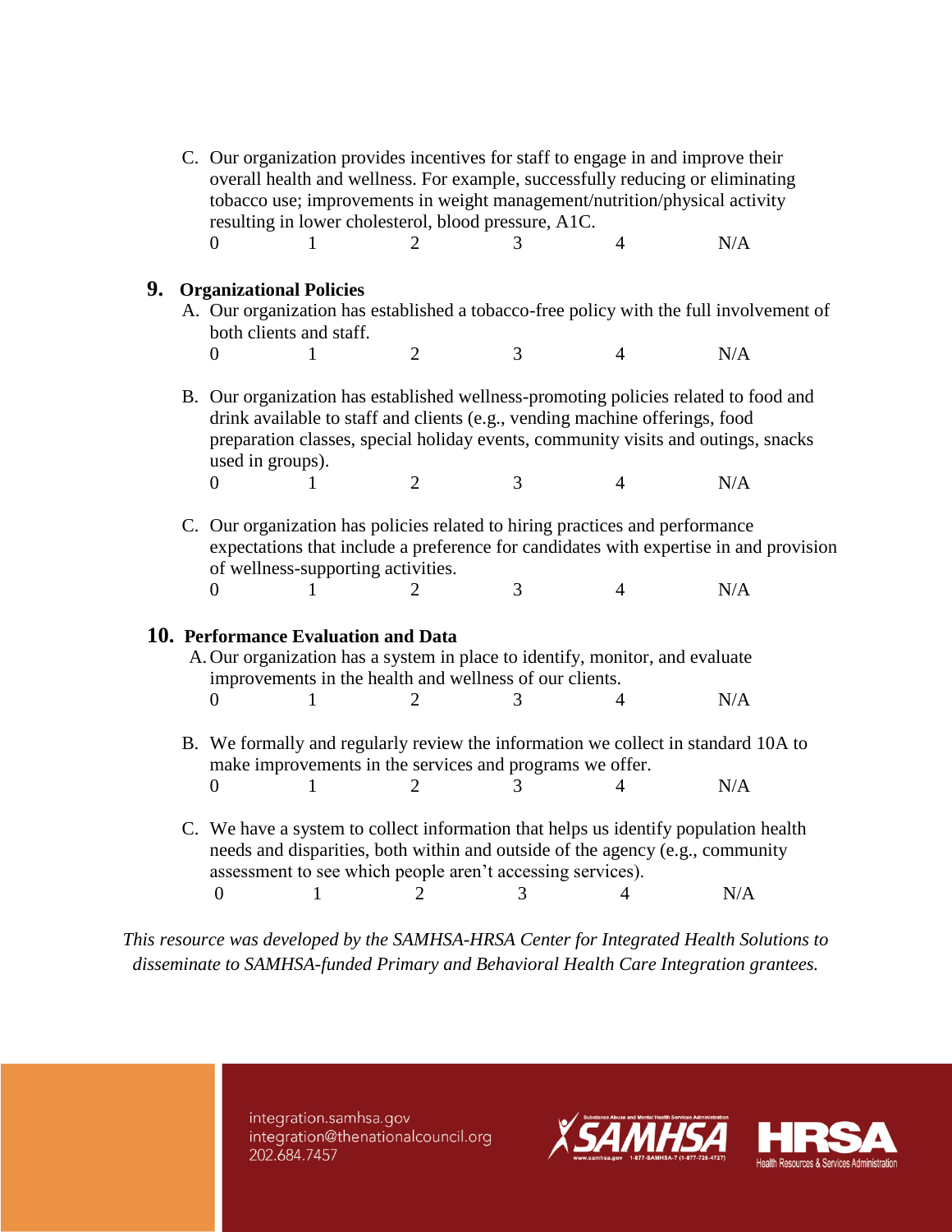C. Our organization provides incentives for staff to engage in and improve their overall health and wellness. For example, successfully reducing or eliminating tobacco use; improvements in weight management/nutrition/physical activity resulting in lower cholesterol, blood pressure, A1C.

0 1 2 3 4 N/A

## 9. Organizational Policies

A. Our organization has established a tobacco-free policy with the full involvement of both clients and staff.

0 1 2 3 4 N/A

B. Our organization has established wellness-promoting policies related to food and drink available to staff and clients (e.g., vending machine offerings, food preparation classes, special holiday events, community visits and outings, snacks used in groups).

0 1 2 3 4 N/A

C. Our organization has policies related to hiring practices and performance expectations that include a preference for candidates with expertise in and provision of wellness-supporting activities.

0 1 2 3 4 N/A

## 10. Performance Evaluation and Data

A. Our organization has a system in place to identify, monitor, and evaluate improvements in the health and wellness of our clients.

0 1 2 3 4 N/A

B. We formally and regularly review the information we collect in standard 10A to make improvements in the services and programs we offer.

0 1 2 3 4 N/A

C. We have a system to collect information that helps us identify population health needs and disparities, both within and outside of the agency (e.g., community assessment to see which people aren't accessing services).

0 1 2 3 4 N/A

*This resource was developed by the SAMHSA-HRSA Center for Integrated Health Solutions to disseminate to SAMHSA-funded Primary and Behavioral Health Care Integration grantees.*

integration.samhsa.gov
integration@thenationalcouncil.org
202.684.7457